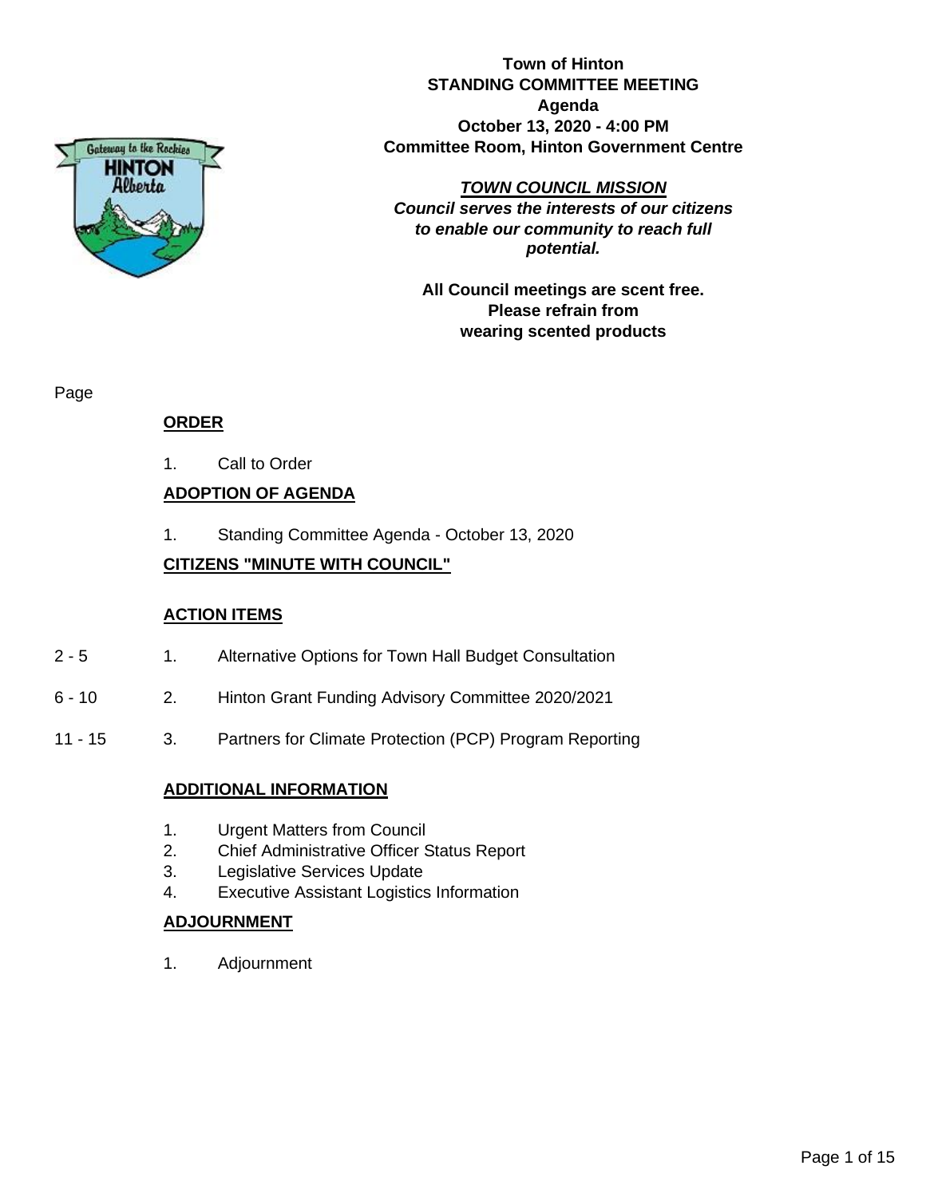**Town of Hinton**
**STANDING COMMITTEE MEETING**
**Agenda**
**October 13, 2020 - 4:00 PM**
**Committee Room, Hinton Government Centre**

***TOWN COUNCIL MISSION***
***Council serves the interests of our citizens to enable our community to reach full potential.***

**All Council meetings are scent free. Please refrain from wearing scented products**

| Page | | |
|---|---|---|
| | **ORDER** | |
| | 1. | Call to Order |
| | **ADOPTION OF AGENDA** | |
| | 1. | Standing Committee Agenda - October 13, 2020 |
| | **CITIZENS "MINUTE WITH COUNCIL"** | |
| | **ACTION ITEMS** | |
| 2 - 5 | 1. | Alternative Options for Town Hall Budget Consultation |
| 6 - 10 | 2. | Hinton Grant Funding Advisory Committee 2020/2021 |
| 11 - 15 | 3. | Partners for Climate Protection (PCP) Program Reporting |
| | **ADDITIONAL INFORMATION** | |
| | 1. | Urgent Matters from Council |
| | 2. | Chief Administrative Officer Status Report |
| | 3. | Legislative Services Update |
| | 4. | Executive Assistant Logistics Information |
| | **ADJOURNMENT** | |
| | 1. | Adjournment |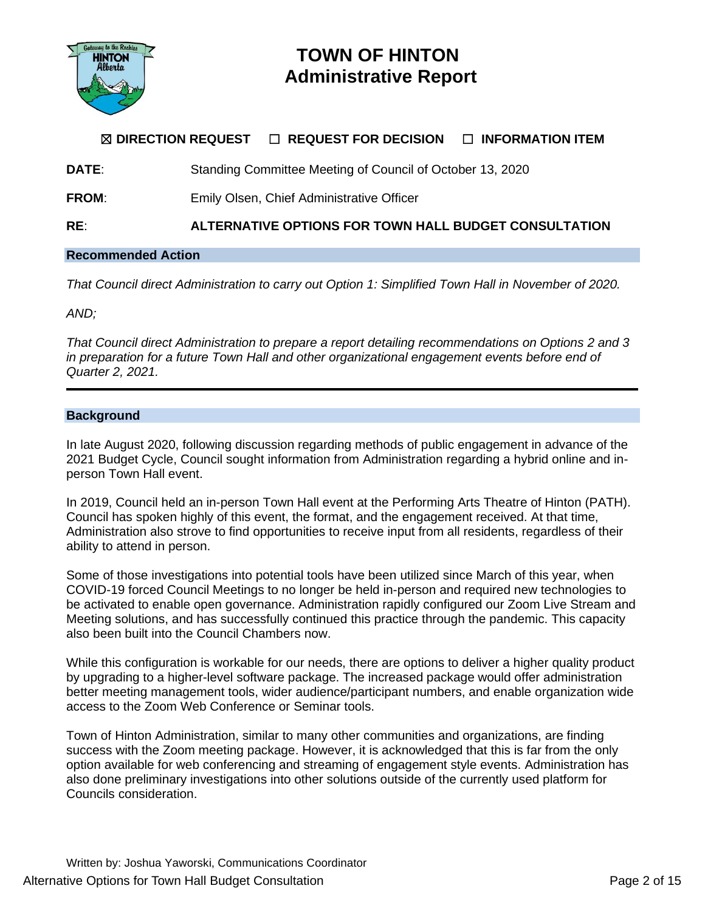# TOWN OF HINTON
# Administrative Report

☒ **DIRECTION REQUEST** ☐ **REQUEST FOR DECISION** ☐ **INFORMATION ITEM**

**DATE**: Standing Committee Meeting of Council of October 13, 2020

**FROM**: Emily Olsen, Chief Administrative Officer

**RE**: **ALTERNATIVE OPTIONS FOR TOWN HALL BUDGET CONSULTATION**

## Recommended Action

*That Council direct Administration to carry out Option 1: Simplified Town Hall in November of 2020.*

*AND;*

*That Council direct Administration to prepare a report detailing recommendations on Options 2 and 3 in preparation for a future Town Hall and other organizational engagement events before end of Quarter 2, 2021.*

## Background

In late August 2020, following discussion regarding methods of public engagement in advance of the 2021 Budget Cycle, Council sought information from Administration regarding a hybrid online and in-person Town Hall event.

In 2019, Council held an in-person Town Hall event at the Performing Arts Theatre of Hinton (PATH). Council has spoken highly of this event, the format, and the engagement received. At that time, Administration also strove to find opportunities to receive input from all residents, regardless of their ability to attend in person.

Some of those investigations into potential tools have been utilized since March of this year, when COVID-19 forced Council Meetings to no longer be held in-person and required new technologies to be activated to enable open governance. Administration rapidly configured our Zoom Live Stream and Meeting solutions, and has successfully continued this practice through the pandemic. This capacity also been built into the Council Chambers now.

While this configuration is workable for our needs, there are options to deliver a higher quality product by upgrading to a higher-level software package. The increased package would offer administration better meeting management tools, wider audience/participant numbers, and enable organization wide access to the Zoom Web Conference or Seminar tools.

Town of Hinton Administration, similar to many other communities and organizations, are finding success with the Zoom meeting package. However, it is acknowledged that this is far from the only option available for web conferencing and streaming of engagement style events. Administration has also done preliminary investigations into other solutions outside of the currently used platform for Councils consideration.

Written by: Joshua Yaworski, Communications Coordinator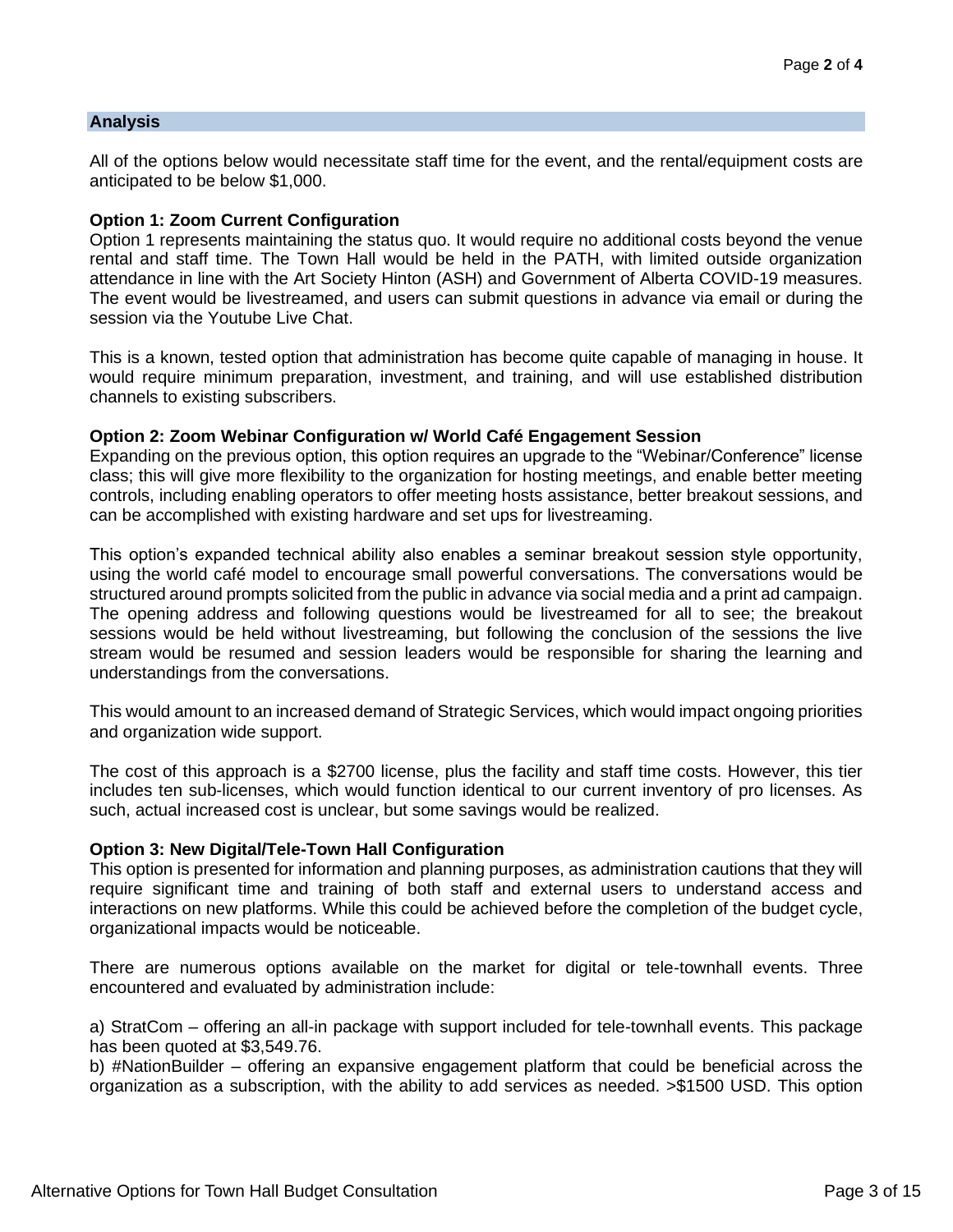## Analysis

All of the options below would necessitate staff time for the event, and the rental/equipment costs are anticipated to be below $1,000.

**Option 1: Zoom Current Configuration**

Option 1 represents maintaining the status quo. It would require no additional costs beyond the venue rental and staff time. The Town Hall would be held in the PATH, with limited outside organization attendance in line with the Art Society Hinton (ASH) and Government of Alberta COVID-19 measures. The event would be livestreamed, and users can submit questions in advance via email or during the session via the Youtube Live Chat.

This is a known, tested option that administration has become quite capable of managing in house. It would require minimum preparation, investment, and training, and will use established distribution channels to existing subscribers.

**Option 2: Zoom Webinar Configuration w/ World Café Engagement Session**

Expanding on the previous option, this option requires an upgrade to the "Webinar/Conference" license class; this will give more flexibility to the organization for hosting meetings, and enable better meeting controls, including enabling operators to offer meeting hosts assistance, better breakout sessions, and can be accomplished with existing hardware and set ups for livestreaming.

This option's expanded technical ability also enables a seminar breakout session style opportunity, using the world café model to encourage small powerful conversations. The conversations would be structured around prompts solicited from the public in advance via social media and a print ad campaign. The opening address and following questions would be livestreamed for all to see; the breakout sessions would be held without livestreaming, but following the conclusion of the sessions the live stream would be resumed and session leaders would be responsible for sharing the learning and understandings from the conversations.

This would amount to an increased demand of Strategic Services, which would impact ongoing priorities and organization wide support.

The cost of this approach is a $2700 license, plus the facility and staff time costs. However, this tier includes ten sub-licenses, which would function identical to our current inventory of pro licenses. As such, actual increased cost is unclear, but some savings would be realized.

**Option 3: New Digital/Tele-Town Hall Configuration**

This option is presented for information and planning purposes, as administration cautions that they will require significant time and training of both staff and external users to understand access and interactions on new platforms. While this could be achieved before the completion of the budget cycle, organizational impacts would be noticeable.

There are numerous options available on the market for digital or tele-townhall events. Three encountered and evaluated by administration include:

a) StratCom – offering an all-in package with support included for tele-townhall events. This package has been quoted at $3,549.76.
b) #NationBuilder – offering an expansive engagement platform that could be beneficial across the organization as a subscription, with the ability to add services as needed. >$1500 USD. This option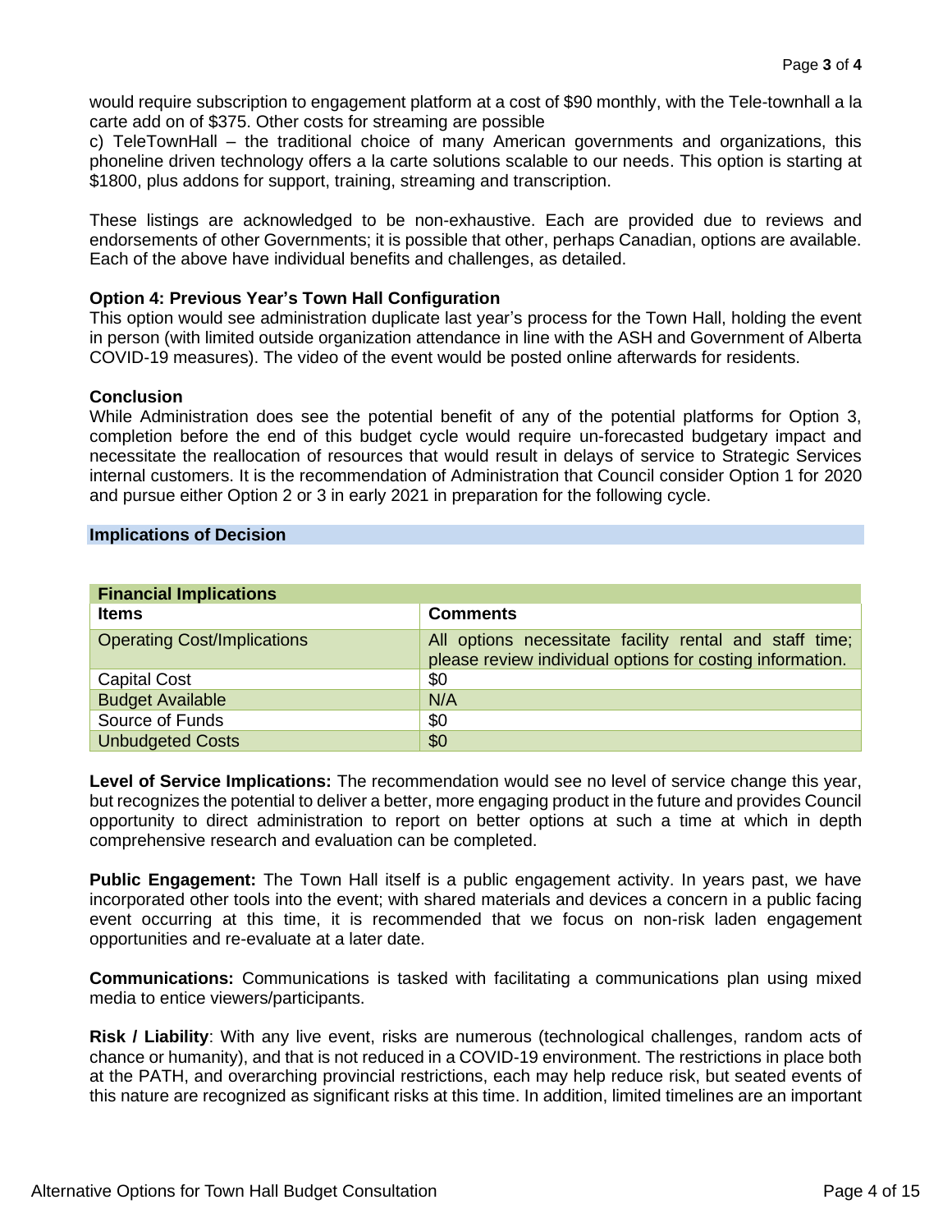would require subscription to engagement platform at a cost of $90 monthly, with the Tele-townhall a la carte add on of $375. Other costs for streaming are possible

c) TeleTownHall – the traditional choice of many American governments and organizations, this phoneline driven technology offers a la carte solutions scalable to our needs. This option is starting at $1800, plus addons for support, training, streaming and transcription.

These listings are acknowledged to be non-exhaustive. Each are provided due to reviews and endorsements of other Governments; it is possible that other, perhaps Canadian, options are available. Each of the above have individual benefits and challenges, as detailed.

**Option 4: Previous Year's Town Hall Configuration**

This option would see administration duplicate last year's process for the Town Hall, holding the event in person (with limited outside organization attendance in line with the ASH and Government of Alberta COVID-19 measures). The video of the event would be posted online afterwards for residents.

**Conclusion**

While Administration does see the potential benefit of any of the potential platforms for Option 3, completion before the end of this budget cycle would require un-forecasted budgetary impact and necessitate the reallocation of resources that would result in delays of service to Strategic Services internal customers. It is the recommendation of Administration that Council consider Option 1 for 2020 and pursue either Option 2 or 3 in early 2021 in preparation for the following cycle.

## Implications of Decision

| Financial Implications | |
|---|---|
| **Items** | **Comments** |
| Operating Cost/Implications | All options necessitate facility rental and staff time; please review individual options for costing information. |
| Capital Cost | $0 |
| Budget Available | N/A |
| Source of Funds | $0 |
| Unbudgeted Costs | $0 |

**Level of Service Implications:** The recommendation would see no level of service change this year, but recognizes the potential to deliver a better, more engaging product in the future and provides Council opportunity to direct administration to report on better options at such a time at which in depth comprehensive research and evaluation can be completed.

**Public Engagement:** The Town Hall itself is a public engagement activity. In years past, we have incorporated other tools into the event; with shared materials and devices a concern in a public facing event occurring at this time, it is recommended that we focus on non-risk laden engagement opportunities and re-evaluate at a later date.

**Communications:** Communications is tasked with facilitating a communications plan using mixed media to entice viewers/participants.

**Risk / Liability**: With any live event, risks are numerous (technological challenges, random acts of chance or humanity), and that is not reduced in a COVID-19 environment. The restrictions in place both at the PATH, and overarching provincial restrictions, each may help reduce risk, but seated events of this nature are recognized as significant risks at this time. In addition, limited timelines are an important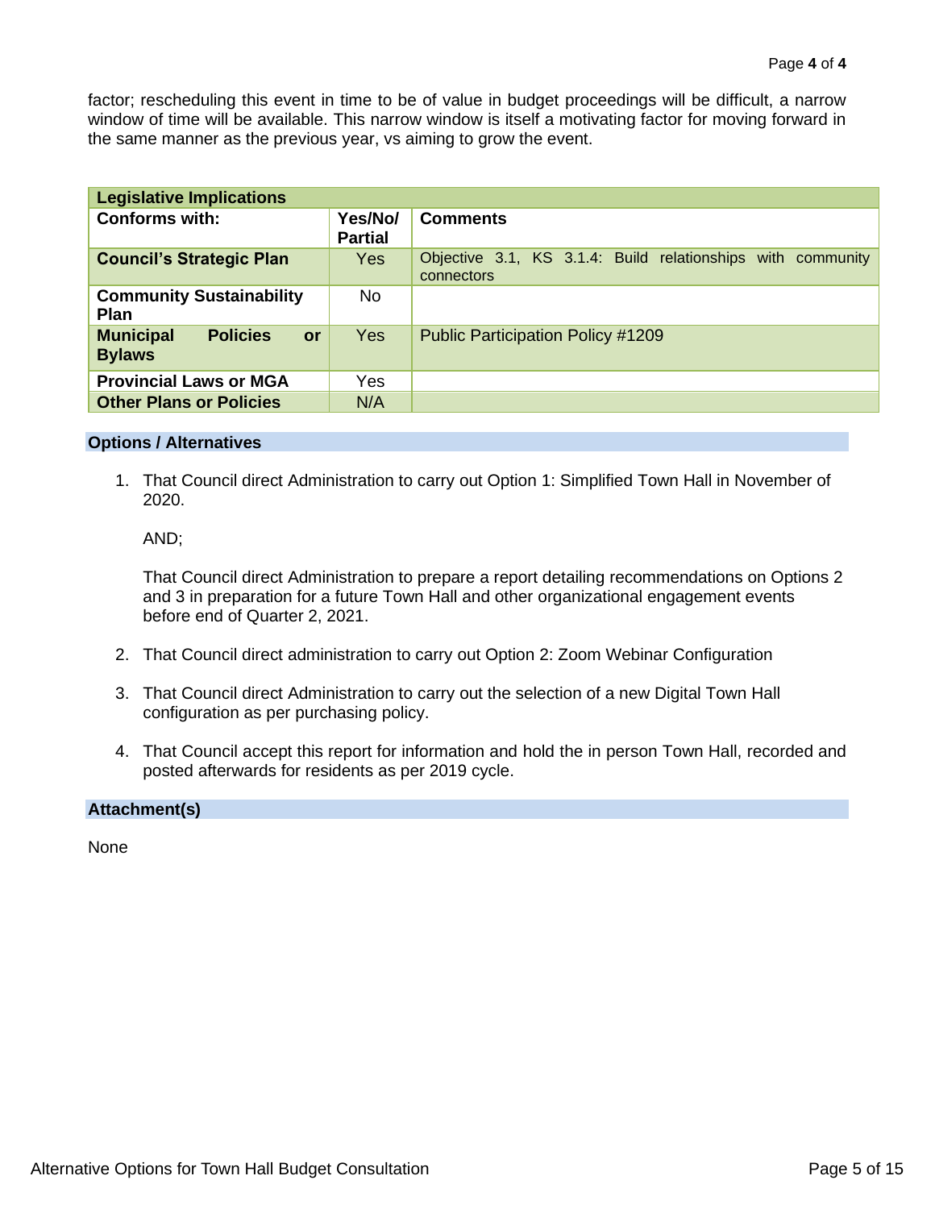factor; rescheduling this event in time to be of value in budget proceedings will be difficult, a narrow window of time will be available. This narrow window is itself a motivating factor for moving forward in the same manner as the previous year, vs aiming to grow the event.

| Legislative Implications | | |
|---|---|---|
| **Conforms with:** | **Yes/No/ Partial** | **Comments** |
| **Council's Strategic Plan** | Yes | Objective 3.1, KS 3.1.4: Build relationships with community connectors |
| **Community Sustainability Plan** | No | |
| **Municipal Policies or Bylaws** | Yes | Public Participation Policy #1209 |
| **Provincial Laws or MGA** | Yes | |
| **Other Plans or Policies** | N/A | |

## Options / Alternatives

1. That Council direct Administration to carry out Option 1: Simplified Town Hall in November of 2020.

   AND;

   That Council direct Administration to prepare a report detailing recommendations on Options 2 and 3 in preparation for a future Town Hall and other organizational engagement events before end of Quarter 2, 2021.

2. That Council direct administration to carry out Option 2: Zoom Webinar Configuration

3. That Council direct Administration to carry out the selection of a new Digital Town Hall configuration as per purchasing policy.

4. That Council accept this report for information and hold the in person Town Hall, recorded and posted afterwards for residents as per 2019 cycle.

## Attachment(s)

None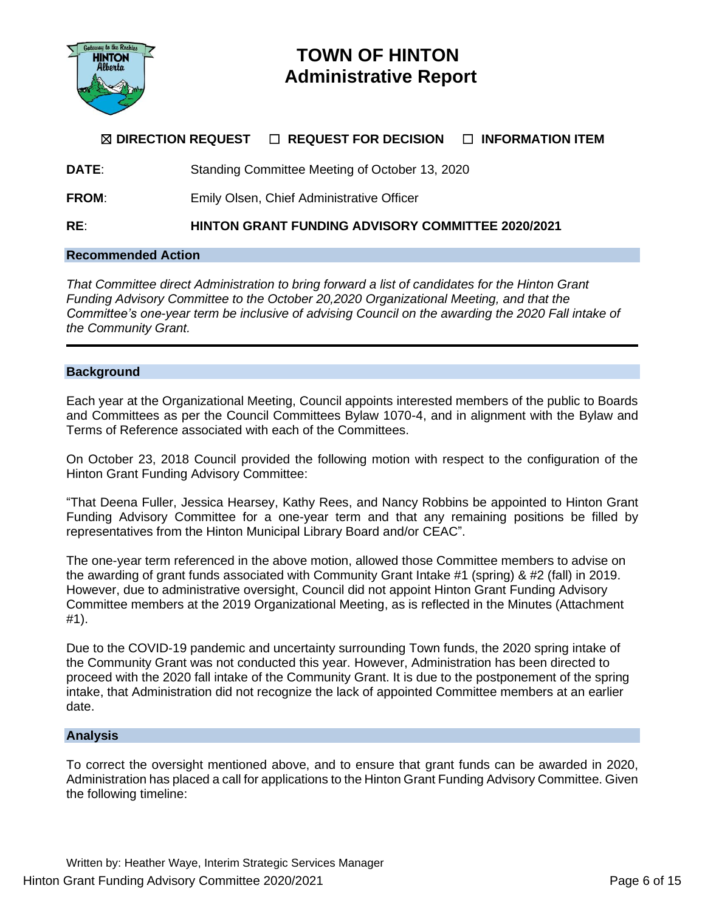# TOWN OF HINTON
# Administrative Report

☒ **DIRECTION REQUEST** ☐ **REQUEST FOR DECISION** ☐ **INFORMATION ITEM**

**DATE**: Standing Committee Meeting of October 13, 2020

**FROM**: Emily Olsen, Chief Administrative Officer

**RE**: **HINTON GRANT FUNDING ADVISORY COMMITTEE 2020/2021**

## Recommended Action

*That Committee direct Administration to bring forward a list of candidates for the Hinton Grant Funding Advisory Committee to the October 20,2020 Organizational Meeting, and that the Committee's one-year term be inclusive of advising Council on the awarding the 2020 Fall intake of the Community Grant.*

---

## Background

Each year at the Organizational Meeting, Council appoints interested members of the public to Boards and Committees as per the Council Committees Bylaw 1070-4, and in alignment with the Bylaw and Terms of Reference associated with each of the Committees.

On October 23, 2018 Council provided the following motion with respect to the configuration of the Hinton Grant Funding Advisory Committee:

"That Deena Fuller, Jessica Hearsey, Kathy Rees, and Nancy Robbins be appointed to Hinton Grant Funding Advisory Committee for a one-year term and that any remaining positions be filled by representatives from the Hinton Municipal Library Board and/or CEAC".

The one-year term referenced in the above motion, allowed those Committee members to advise on the awarding of grant funds associated with Community Grant Intake #1 (spring) & #2 (fall) in 2019. However, due to administrative oversight, Council did not appoint Hinton Grant Funding Advisory Committee members at the 2019 Organizational Meeting, as is reflected in the Minutes (Attachment #1).

Due to the COVID-19 pandemic and uncertainty surrounding Town funds, the 2020 spring intake of the Community Grant was not conducted this year. However, Administration has been directed to proceed with the 2020 fall intake of the Community Grant. It is due to the postponement of the spring intake, that Administration did not recognize the lack of appointed Committee members at an earlier date.

## Analysis

To correct the oversight mentioned above, and to ensure that grant funds can be awarded in 2020, Administration has placed a call for applications to the Hinton Grant Funding Advisory Committee. Given the following timeline:

Written by: Heather Waye, Interim Strategic Services Manager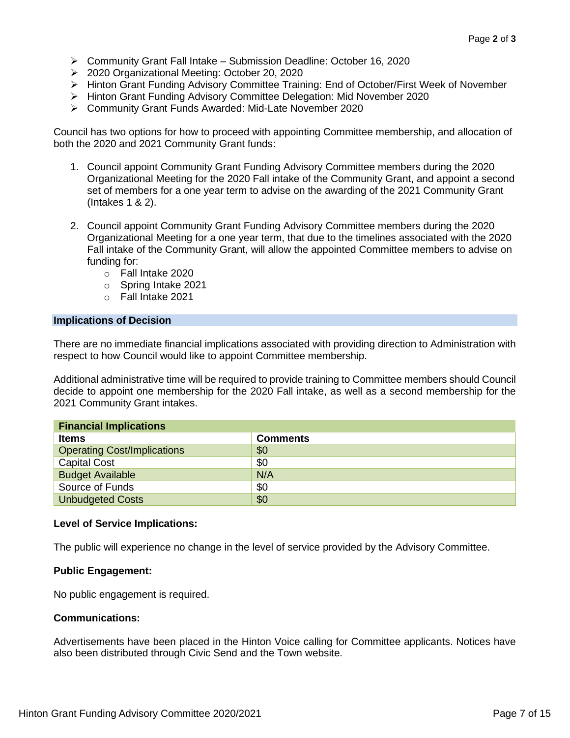- Community Grant Fall Intake – Submission Deadline: October 16, 2020
- 2020 Organizational Meeting: October 20, 2020
- Hinton Grant Funding Advisory Committee Training: End of October/First Week of November
- Hinton Grant Funding Advisory Committee Delegation: Mid November 2020
- Community Grant Funds Awarded: Mid-Late November 2020

Council has two options for how to proceed with appointing Committee membership, and allocation of both the 2020 and 2021 Community Grant funds:

1. Council appoint Community Grant Funding Advisory Committee members during the 2020 Organizational Meeting for the 2020 Fall intake of the Community Grant, and appoint a second set of members for a one year term to advise on the awarding of the 2021 Community Grant (Intakes 1 & 2).

2. Council appoint Community Grant Funding Advisory Committee members during the 2020 Organizational Meeting for a one year term, that due to the timelines associated with the 2020 Fall intake of the Community Grant, will allow the appointed Committee members to advise on funding for:
    - Fall Intake 2020
    - Spring Intake 2021
    - Fall Intake 2021

## Implications of Decision

There are no immediate financial implications associated with providing direction to Administration with respect to how Council would like to appoint Committee membership.

Additional administrative time will be required to provide training to Committee members should Council decide to appoint one membership for the 2020 Fall intake, as well as a second membership for the 2021 Community Grant intakes.

| Financial Implications | |
|---|---|
| **Items** | **Comments** |
| Operating Cost/Implications | $0 |
| Capital Cost | $0 |
| Budget Available | N/A |
| Source of Funds | $0 |
| Unbudgeted Costs | $0 |

**Level of Service Implications:**

The public will experience no change in the level of service provided by the Advisory Committee.

**Public Engagement:**

No public engagement is required.

**Communications:**

Advertisements have been placed in the Hinton Voice calling for Committee applicants. Notices have also been distributed through Civic Send and the Town website.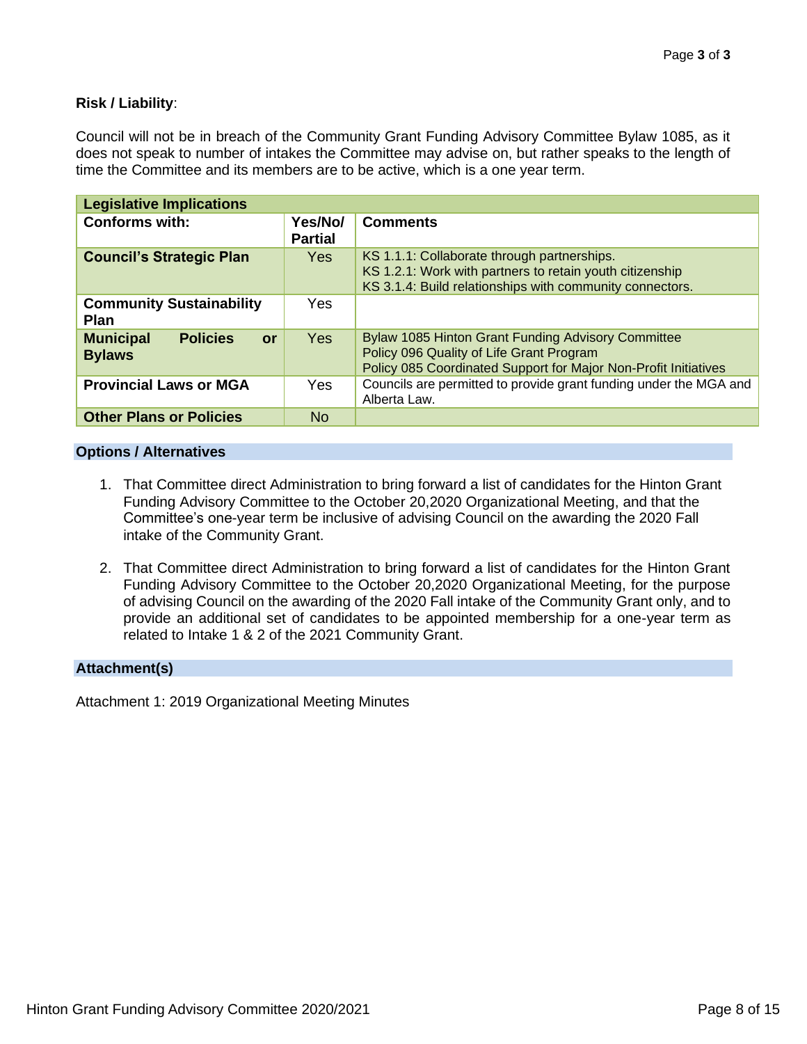**Risk / Liability**:

Council will not be in breach of the Community Grant Funding Advisory Committee Bylaw 1085, as it does not speak to number of intakes the Committee may advise on, but rather speaks to the length of time the Committee and its members are to be active, which is a one year term.

| Legislative Implications | | |
|---|---|---|
| **Conforms with:** | **Yes/No/ Partial** | **Comments** |
| **Council's Strategic Plan** | Yes | KS 1.1.1: Collaborate through partnerships.<br>KS 1.2.1: Work with partners to retain youth citizenship<br>KS 3.1.4: Build relationships with community connectors. |
| **Community Sustainability Plan** | Yes | |
| **Municipal Policies or Bylaws** | Yes | Bylaw 1085 Hinton Grant Funding Advisory Committee<br>Policy 096 Quality of Life Grant Program<br>Policy 085 Coordinated Support for Major Non-Profit Initiatives |
| **Provincial Laws or MGA** | Yes | Councils are permitted to provide grant funding under the MGA and Alberta Law. |
| **Other Plans or Policies** | No | |

**Options / Alternatives**

1. That Committee direct Administration to bring forward a list of candidates for the Hinton Grant Funding Advisory Committee to the October 20,2020 Organizational Meeting, and that the Committee's one-year term be inclusive of advising Council on the awarding the 2020 Fall intake of the Community Grant.

2. That Committee direct Administration to bring forward a list of candidates for the Hinton Grant Funding Advisory Committee to the October 20,2020 Organizational Meeting, for the purpose of advising Council on the awarding of the 2020 Fall intake of the Community Grant only, and to provide an additional set of candidates to be appointed membership for a one-year term as related to Intake 1 & 2 of the 2021 Community Grant.

**Attachment(s)**

Attachment 1: 2019 Organizational Meeting Minutes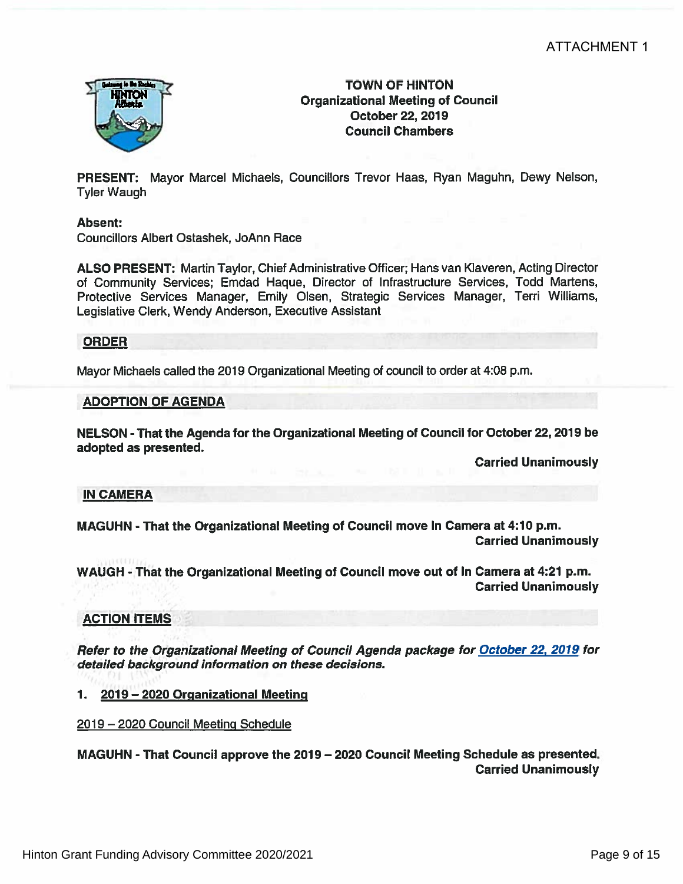ATTACHMENT 1

**TOWN OF HINTON**
**Organizational Meeting of Council**
**October 22, 2019**
**Council Chambers**

**PRESENT:** Mayor Marcel Michaels, Councillors Trevor Haas, Ryan Maguhn, Dewy Nelson, Tyler Waugh

**Absent:**
Councillors Albert Ostashek, JoAnn Race

**ALSO PRESENT:** Martin Taylor, Chief Administrative Officer; Hans van Klaveren, Acting Director of Community Services; Emdad Haque, Director of Infrastructure Services, Todd Martens, Protective Services Manager, Emily Olsen, Strategic Services Manager, Terri Williams, Legislative Clerk, Wendy Anderson, Executive Assistant

## ORDER

Mayor Michaels called the 2019 Organizational Meeting of council to order at 4:08 p.m.

## ADOPTION OF AGENDA

**NELSON - That the Agenda for the Organizational Meeting of Council for October 22, 2019 be adopted as presented.**

**Carried Unanimously**

## IN CAMERA

**MAGUHN - That the Organizational Meeting of Council move In Camera at 4:10 p.m.**
**Carried Unanimously**

**WAUGH - That the Organizational Meeting of Council move out of In Camera at 4:21 p.m.**
**Carried Unanimously**

## ACTION ITEMS

***Refer to the Organizational Meeting of Council Agenda package for October 22, 2019 for detailed background information on these decisions.***

1. **2019 – 2020 Organizational Meeting**

2019 – 2020 Council Meeting Schedule

**MAGUHN - That Council approve the 2019 – 2020 Council Meeting Schedule as presented.**
**Carried Unanimously**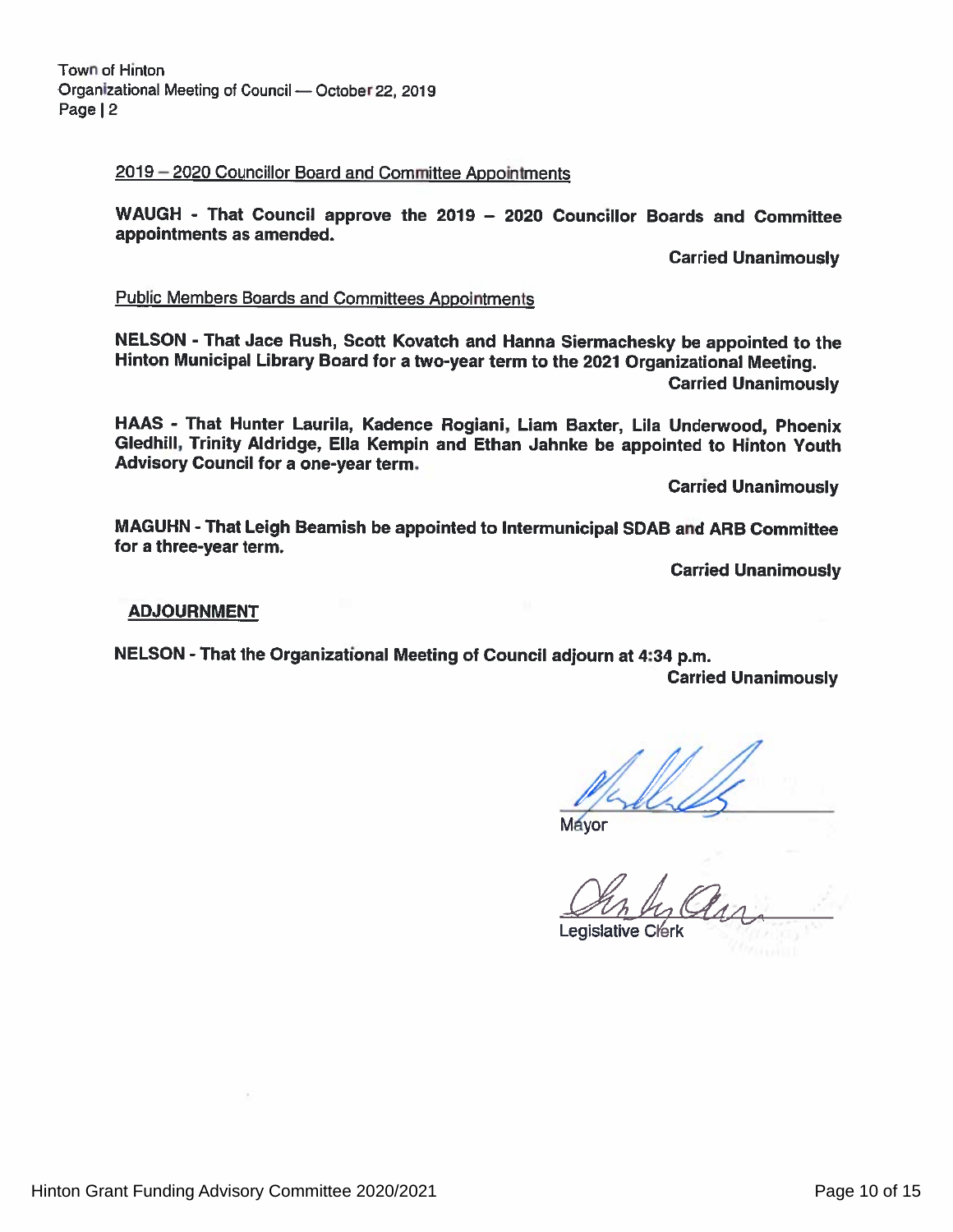2019 – 2020 Councillor Board and Committee Appointments

**WAUGH - That Council approve the 2019 – 2020 Councillor Boards and Committee appointments as amended.**

**Carried Unanimously**

Public Members Boards and Committees Appointments

**NELSON - That Jace Rush, Scott Kovatch and Hanna Siermachesky be appointed to the Hinton Municipal Library Board for a two-year term to the 2021 Organizational Meeting.**

**Carried Unanimously**

**HAAS - That Hunter Laurila, Kadence Rogiani, Liam Baxter, Lila Underwood, Phoenix Gledhill, Trinity Aldridge, Ella Kempin and Ethan Jahnke be appointed to Hinton Youth Advisory Council for a one-year term.**

**Carried Unanimously**

**MAGUHN - That Leigh Beamish be appointed to Intermunicipal SDAB and ARB Committee for a three-year term.**

**Carried Unanimously**

**ADJOURNMENT**

**NELSON - That the Organizational Meeting of Council adjourn at 4:34 p.m.**

**Carried Unanimously**

Mayor

Legislative Clerk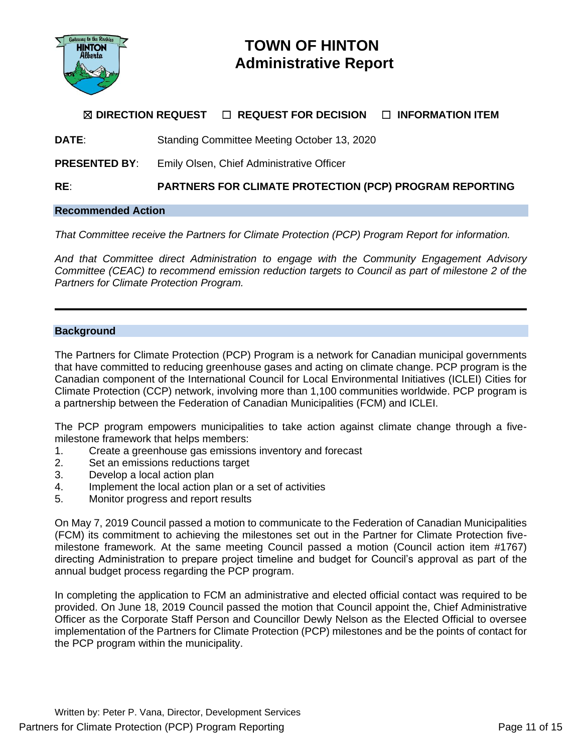# TOWN OF HINTON
# Administrative Report

☒ **DIRECTION REQUEST** ☐ **REQUEST FOR DECISION** ☐ **INFORMATION ITEM**

**DATE**: Standing Committee Meeting October 13, 2020

**PRESENTED BY**: Emily Olsen, Chief Administrative Officer

**RE**: **PARTNERS FOR CLIMATE PROTECTION (PCP) PROGRAM REPORTING**

## Recommended Action

*That Committee receive the Partners for Climate Protection (PCP) Program Report for information.*

*And that Committee direct Administration to engage with the Community Engagement Advisory Committee (CEAC) to recommend emission reduction targets to Council as part of milestone 2 of the Partners for Climate Protection Program.*

---

## Background

The Partners for Climate Protection (PCP) Program is a network for Canadian municipal governments that have committed to reducing greenhouse gases and acting on climate change. PCP program is the Canadian component of the International Council for Local Environmental Initiatives (ICLEI) Cities for Climate Protection (CCP) network, involving more than 1,100 communities worldwide. PCP program is a partnership between the Federation of Canadian Municipalities (FCM) and ICLEI.

The PCP program empowers municipalities to take action against climate change through a five-milestone framework that helps members:

1. Create a greenhouse gas emissions inventory and forecast
2. Set an emissions reductions target
3. Develop a local action plan
4. Implement the local action plan or a set of activities
5. Monitor progress and report results

On May 7, 2019 Council passed a motion to communicate to the Federation of Canadian Municipalities (FCM) its commitment to achieving the milestones set out in the Partner for Climate Protection five-milestone framework. At the same meeting Council passed a motion (Council action item #1767) directing Administration to prepare project timeline and budget for Council's approval as part of the annual budget process regarding the PCP program.

In completing the application to FCM an administrative and elected official contact was required to be provided. On June 18, 2019 Council passed the motion that Council appoint the, Chief Administrative Officer as the Corporate Staff Person and Councillor Dewly Nelson as the Elected Official to oversee implementation of the Partners for Climate Protection (PCP) milestones and be the points of contact for the PCP program within the municipality.

Written by: Peter P. Vana, Director, Development Services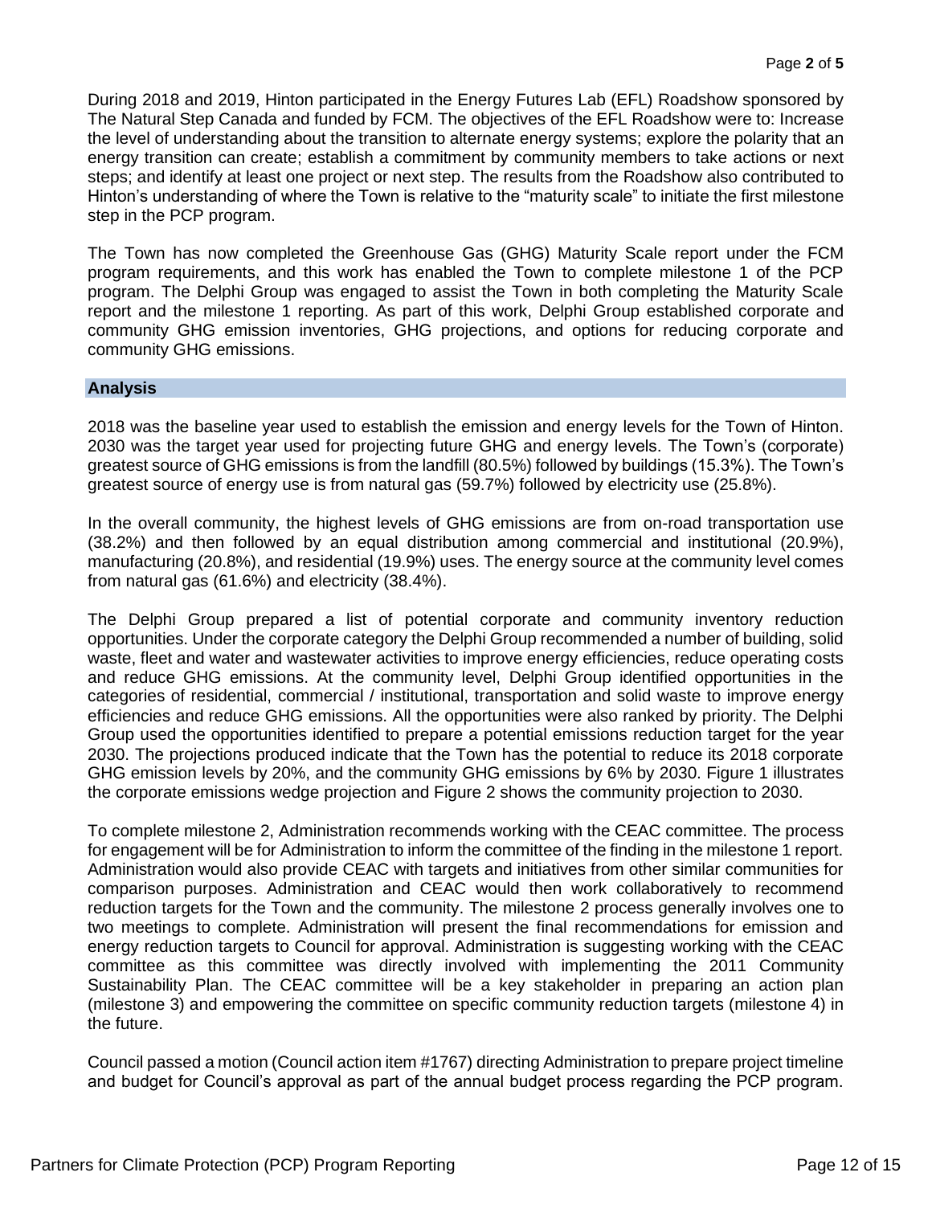During 2018 and 2019, Hinton participated in the Energy Futures Lab (EFL) Roadshow sponsored by The Natural Step Canada and funded by FCM. The objectives of the EFL Roadshow were to: Increase the level of understanding about the transition to alternate energy systems; explore the polarity that an energy transition can create; establish a commitment by community members to take actions or next steps; and identify at least one project or next step. The results from the Roadshow also contributed to Hinton's understanding of where the Town is relative to the "maturity scale" to initiate the first milestone step in the PCP program.

The Town has now completed the Greenhouse Gas (GHG) Maturity Scale report under the FCM program requirements, and this work has enabled the Town to complete milestone 1 of the PCP program. The Delphi Group was engaged to assist the Town in both completing the Maturity Scale report and the milestone 1 reporting. As part of this work, Delphi Group established corporate and community GHG emission inventories, GHG projections, and options for reducing corporate and community GHG emissions.

## Analysis

2018 was the baseline year used to establish the emission and energy levels for the Town of Hinton. 2030 was the target year used for projecting future GHG and energy levels. The Town's (corporate) greatest source of GHG emissions is from the landfill (80.5%) followed by buildings (15.3%). The Town's greatest source of energy use is from natural gas (59.7%) followed by electricity use (25.8%).

In the overall community, the highest levels of GHG emissions are from on-road transportation use (38.2%) and then followed by an equal distribution among commercial and institutional (20.9%), manufacturing (20.8%), and residential (19.9%) uses. The energy source at the community level comes from natural gas (61.6%) and electricity (38.4%).

The Delphi Group prepared a list of potential corporate and community inventory reduction opportunities. Under the corporate category the Delphi Group recommended a number of building, solid waste, fleet and water and wastewater activities to improve energy efficiencies, reduce operating costs and reduce GHG emissions. At the community level, Delphi Group identified opportunities in the categories of residential, commercial / institutional, transportation and solid waste to improve energy efficiencies and reduce GHG emissions. All the opportunities were also ranked by priority. The Delphi Group used the opportunities identified to prepare a potential emissions reduction target for the year 2030. The projections produced indicate that the Town has the potential to reduce its 2018 corporate GHG emission levels by 20%, and the community GHG emissions by 6% by 2030. Figure 1 illustrates the corporate emissions wedge projection and Figure 2 shows the community projection to 2030.

To complete milestone 2, Administration recommends working with the CEAC committee. The process for engagement will be for Administration to inform the committee of the finding in the milestone 1 report. Administration would also provide CEAC with targets and initiatives from other similar communities for comparison purposes. Administration and CEAC would then work collaboratively to recommend reduction targets for the Town and the community. The milestone 2 process generally involves one to two meetings to complete. Administration will present the final recommendations for emission and energy reduction targets to Council for approval. Administration is suggesting working with the CEAC committee as this committee was directly involved with implementing the 2011 Community Sustainability Plan. The CEAC committee will be a key stakeholder in preparing an action plan (milestone 3) and empowering the committee on specific community reduction targets (milestone 4) in the future.

Council passed a motion (Council action item #1767) directing Administration to prepare project timeline and budget for Council's approval as part of the annual budget process regarding the PCP program.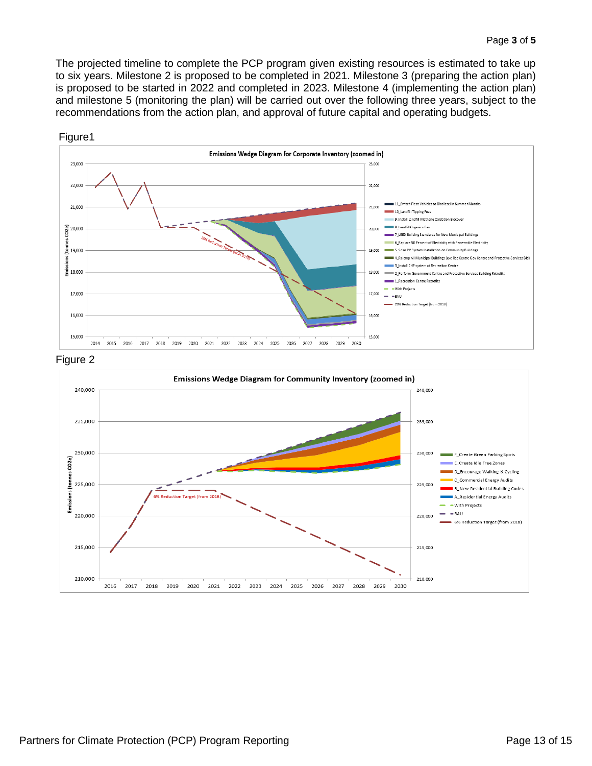The projected timeline to complete the PCP program given existing resources is estimated to take up to six years. Milestone 2 is proposed to be completed in 2021. Milestone 3 (preparing the action plan) is proposed to be started in 2022 and completed in 2023. Milestone 4 (implementing the action plan) and milestone 5 (monitoring the plan) will be carried out over the following three years, subject to the recommendations from the action plan, and approval of future capital and operating budgets.

Figure1

Figure 2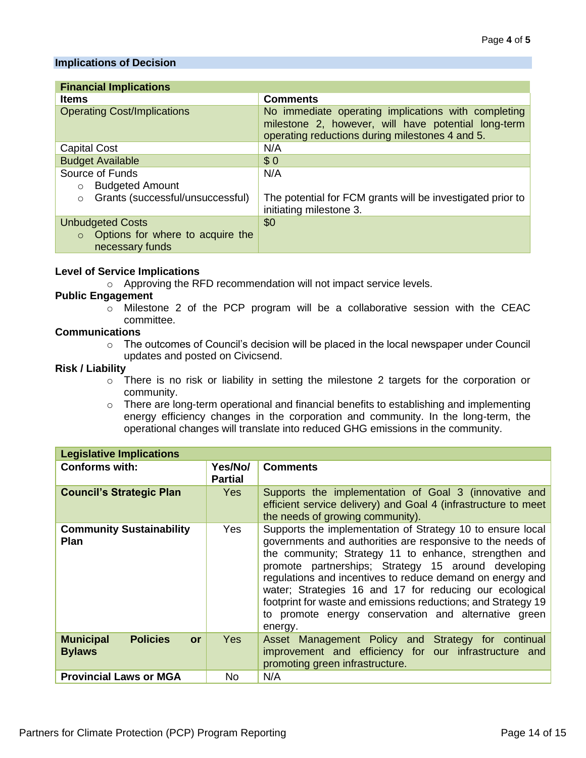## Implications of Decision

| Financial Implications | |
|---|---|
| **Items** | **Comments** |
| Operating Cost/Implications | No immediate operating implications with completing milestone 2, however, will have potential long-term operating reductions during milestones 4 and 5. |
| Capital Cost | N/A |
| Budget Available | $ 0 |
| Source of Funds<br>○ Budgeted Amount<br>○ Grants (successful/unsuccessful) | N/A<br><br>The potential for FCM grants will be investigated prior to initiating milestone 3. |
| Unbudgeted Costs<br>○ Options for where to acquire the necessary funds | $0 |

**Level of Service Implications**

- Approving the RFD recommendation will not impact service levels.

**Public Engagement**

- Milestone 2 of the PCP program will be a collaborative session with the CEAC committee.

**Communications**

- The outcomes of Council's decision will be placed in the local newspaper under Council updates and posted on Civicsend.

**Risk / Liability**

- There is no risk or liability in setting the milestone 2 targets for the corporation or community.
- There are long-term operational and financial benefits to establishing and implementing energy efficiency changes in the corporation and community. In the long-term, the operational changes will translate into reduced GHG emissions in the community.

| Legislative Implications | | |
|---|---|---|
| **Conforms with:** | **Yes/No/ Partial** | **Comments** |
| **Council's Strategic Plan** | Yes | Supports the implementation of Goal 3 (innovative and efficient service delivery) and Goal 4 (infrastructure to meet the needs of growing community). |
| **Community Sustainability Plan** | Yes | Supports the implementation of Strategy 10 to ensure local governments and authorities are responsive to the needs of the community; Strategy 11 to enhance, strengthen and promote partnerships; Strategy 15 around developing regulations and incentives to reduce demand on energy and water; Strategies 16 and 17 for reducing our ecological footprint for waste and emissions reductions; and Strategy 19 to promote energy conservation and alternative green energy. |
| **Municipal Policies or Bylaws** | Yes | Asset Management Policy and Strategy for continual improvement and efficiency for our infrastructure and promoting green infrastructure. |
| **Provincial Laws or MGA** | No | N/A |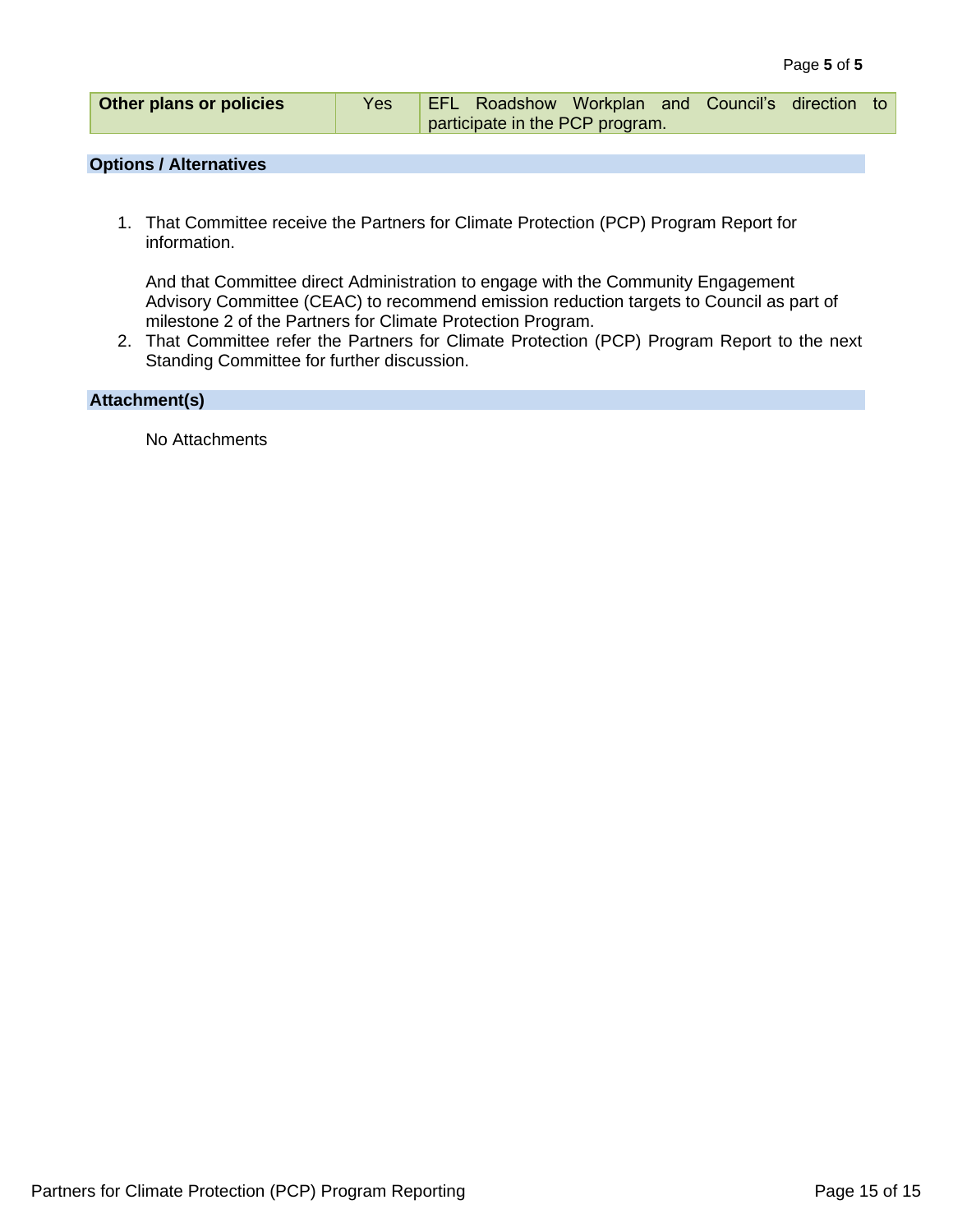| | | |
|---|---|---|
| **Other plans or policies** | Yes | EFL Roadshow Workplan and Council's direction to participate in the PCP program. |

## Options / Alternatives

1. That Committee receive the Partners for Climate Protection (PCP) Program Report for information.

   And that Committee direct Administration to engage with the Community Engagement Advisory Committee (CEAC) to recommend emission reduction targets to Council as part of milestone 2 of the Partners for Climate Protection Program.
2. That Committee refer the Partners for Climate Protection (PCP) Program Report to the next Standing Committee for further discussion.

## Attachment(s)

No Attachments